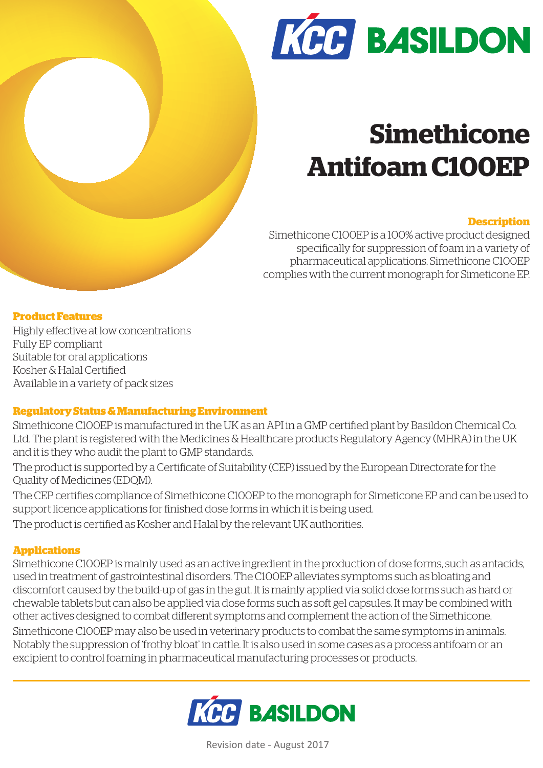KCC BASILDON

# Simethicone Antifoam C100EP

### Description

Simethicone C100EP is a 100% active product designed specifically for suppression of foam in a variety of pharmaceutical applications. Simethicone C100EP complies with the current monograph for Simeticone EP.

### Product Features

Highly effective at low concentrations
Fully EP compliant
Suitable for oral applications
Kosher & Halal Certified
Available in a variety of pack sizes

### Regulatory Status & Manufacturing Environment

Simethicone C100EP is manufactured in the UK as an API in a GMP certified plant by Basildon Chemical Co. Ltd. The plant is registered with the Medicines & Healthcare products Regulatory Agency (MHRA) in the UK and it is they who audit the plant to GMP standards.

The product is supported by a Certificate of Suitability (CEP) issued by the European Directorate for the Quality of Medicines (EDQM).

The CEP certifies compliance of Simethicone C100EP to the monograph for Simeticone EP and can be used to support licence applications for finished dose forms in which it is being used.

The product is certified as Kosher and Halal by the relevant UK authorities.

### Applications

Simethicone C100EP is mainly used as an active ingredient in the production of dose forms, such as antacids, used in treatment of gastrointestinal disorders. The C100EP alleviates symptoms such as bloating and discomfort caused by the build-up of gas in the gut. It is mainly applied via solid dose forms such as hard or chewable tablets but can also be applied via dose forms such as soft gel capsules. It may be combined with other actives designed to combat different symptoms and complement the action of the Simethicone.

Simethicone C100EP may also be used in veterinary products to combat the same symptoms in animals. Notably the suppression of 'frothy bloat' in cattle. It is also used in some cases as a process antifoam or an excipient to control foaming in pharmaceutical manufacturing processes or products.

KCC BASILDON

Revision date - August 2017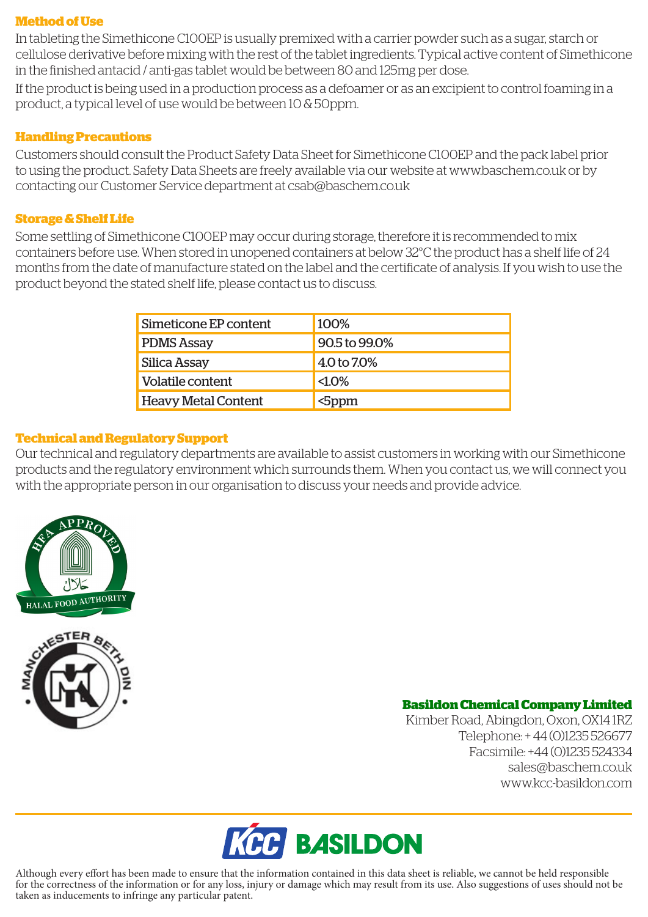## Method of Use

In tableting the Simethicone C100EP is usually premixed with a carrier powder such as a sugar, starch or cellulose derivative before mixing with the rest of the tablet ingredients. Typical active content of Simethicone in the finished antacid / anti-gas tablet would be between 80 and 125mg per dose.

If the product is being used in a production process as a defoamer or as an excipient to control foaming in a product, a typical level of use would be between 10 & 50ppm.

## Handling Precautions

Customers should consult the Product Safety Data Sheet for Simethicone C100EP and the pack label prior to using the product. Safety Data Sheets are freely available via our website at www.baschem.co.uk or by contacting our Customer Service department at csab@baschem.co.uk

## Storage & Shelf Life

Some settling of Simethicone C100EP may occur during storage, therefore it is recommended to mix containers before use. When stored in unopened containers at below 32°C the product has a shelf life of 24 months from the date of manufacture stated on the label and the certificate of analysis. If you wish to use the product beyond the stated shelf life, please contact us to discuss.

| | |
|---|---|
| Simeticone EP content | 100% |
| PDMS Assay | 90.5 to 99.0% |
| Silica Assay | 4.0 to 7.0% |
| Volatile content | <1.0% |
| Heavy Metal Content | <5ppm |

## Technical and Regulatory Support

Our technical and regulatory departments are available to assist customers in working with our Simethicone products and the regulatory environment which surrounds them. When you contact us, we will connect you with the appropriate person in our organisation to discuss your needs and provide advice.

HFA APPROVED
حلال
HALAL FOOD AUTHORITY

MANCHESTER BETH DIN

**Basildon Chemical Company Limited**
Kimber Road, Abingdon, Oxon, OX14 1RZ
Telephone: + 44 (0)1235 526677
Facsimile: +44 (0)1235 524334
sales@baschem.co.uk
www.kcc-basildon.com

KCC BASILDON

Although every effort has been made to ensure that the information contained in this data sheet is reliable, we cannot be held responsible for the correctness of the information or for any loss, injury or damage which may result from its use. Also suggestions of uses should not be taken as inducements to infringe any particular patent.